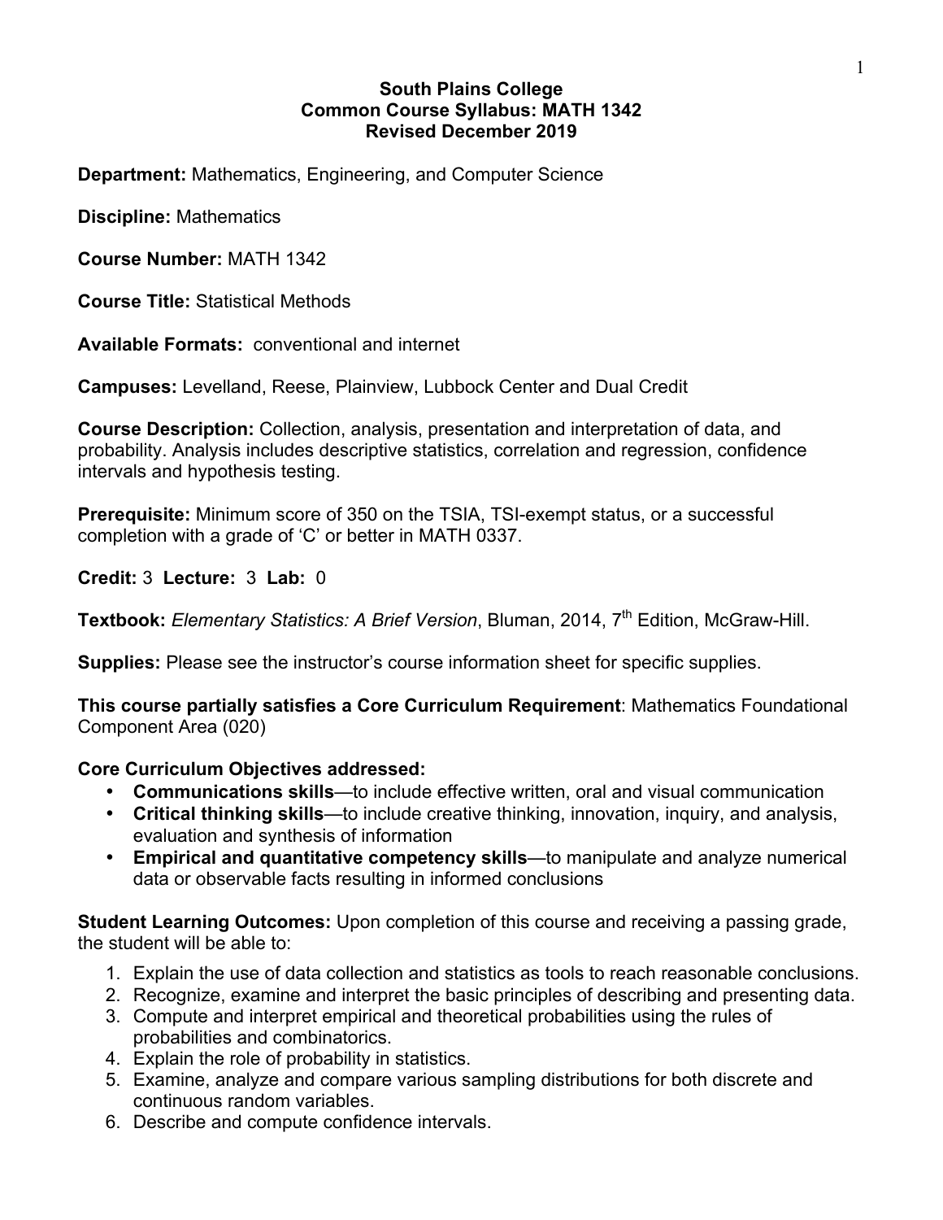# South Plains College
## Common Course Syllabus: MATH 1342
### Revised December 2019

**Department:** Mathematics, Engineering, and Computer Science

**Discipline:** Mathematics

**Course Number:** MATH 1342

**Course Title:** Statistical Methods

**Available Formats:** conventional and internet

**Campuses:** Levelland, Reese, Plainview, Lubbock Center and Dual Credit

**Course Description:** Collection, analysis, presentation and interpretation of data, and probability. Analysis includes descriptive statistics, correlation and regression, confidence intervals and hypothesis testing.

**Prerequisite:** Minimum score of 350 on the TSIA, TSI-exempt status, or a successful completion with a grade of 'C' or better in MATH 0337.

**Credit:** 3 **Lecture:** 3 **Lab:** 0

**Textbook:** *Elementary Statistics: A Brief Version*, Bluman, 2014, 7th Edition, McGraw-Hill.

**Supplies:** Please see the instructor's course information sheet for specific supplies.

**This course partially satisfies a Core Curriculum Requirement**: Mathematics Foundational Component Area (020)

**Core Curriculum Objectives addressed:**

- **Communications skills**—to include effective written, oral and visual communication
- **Critical thinking skills**—to include creative thinking, innovation, inquiry, and analysis, evaluation and synthesis of information
- **Empirical and quantitative competency skills**—to manipulate and analyze numerical data or observable facts resulting in informed conclusions

**Student Learning Outcomes:** Upon completion of this course and receiving a passing grade, the student will be able to:

1. Explain the use of data collection and statistics as tools to reach reasonable conclusions.
2. Recognize, examine and interpret the basic principles of describing and presenting data.
3. Compute and interpret empirical and theoretical probabilities using the rules of probabilities and combinatorics.
4. Explain the role of probability in statistics.
5. Examine, analyze and compare various sampling distributions for both discrete and continuous random variables.
6. Describe and compute confidence intervals.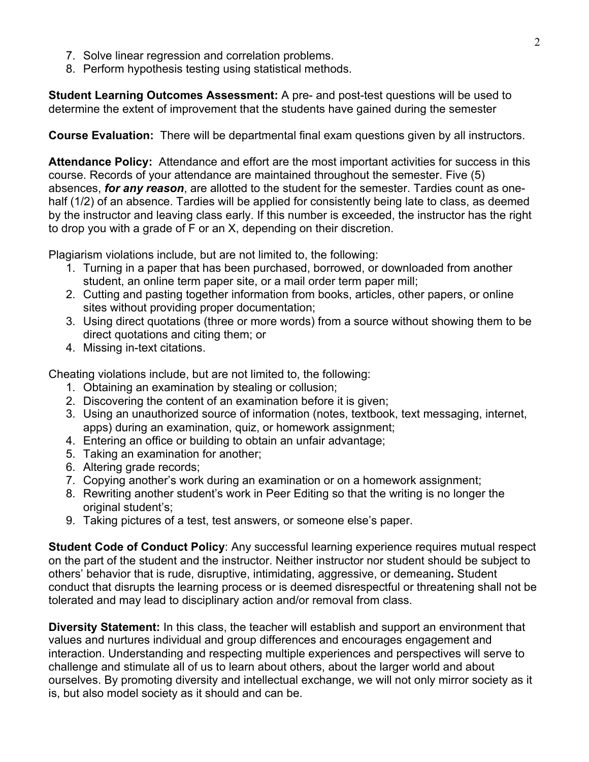7. Solve linear regression and correlation problems.
8. Perform hypothesis testing using statistical methods.

**Student Learning Outcomes Assessment:** A pre- and post-test questions will be used to determine the extent of improvement that the students have gained during the semester

**Course Evaluation:** There will be departmental final exam questions given by all instructors.

**Attendance Policy:** Attendance and effort are the most important activities for success in this course. Records of your attendance are maintained throughout the semester. Five (5) absences, ***for any reason***, are allotted to the student for the semester. Tardies count as one-half (1/2) of an absence. Tardies will be applied for consistently being late to class, as deemed by the instructor and leaving class early. If this number is exceeded, the instructor has the right to drop you with a grade of F or an X, depending on their discretion.

Plagiarism violations include, but are not limited to, the following:

1. Turning in a paper that has been purchased, borrowed, or downloaded from another student, an online term paper site, or a mail order term paper mill;
2. Cutting and pasting together information from books, articles, other papers, or online sites without providing proper documentation;
3. Using direct quotations (three or more words) from a source without showing them to be direct quotations and citing them; or
4. Missing in-text citations.

Cheating violations include, but are not limited to, the following:

1. Obtaining an examination by stealing or collusion;
2. Discovering the content of an examination before it is given;
3. Using an unauthorized source of information (notes, textbook, text messaging, internet, apps) during an examination, quiz, or homework assignment;
4. Entering an office or building to obtain an unfair advantage;
5. Taking an examination for another;
6. Altering grade records;
7. Copying another's work during an examination or on a homework assignment;
8. Rewriting another student's work in Peer Editing so that the writing is no longer the original student's;
9. Taking pictures of a test, test answers, or someone else's paper.

**Student Code of Conduct Policy**: Any successful learning experience requires mutual respect on the part of the student and the instructor. Neither instructor nor student should be subject to others' behavior that is rude, disruptive, intimidating, aggressive, or demeaning**.** Student conduct that disrupts the learning process or is deemed disrespectful or threatening shall not be tolerated and may lead to disciplinary action and/or removal from class.

**Diversity Statement:** In this class, the teacher will establish and support an environment that values and nurtures individual and group differences and encourages engagement and interaction. Understanding and respecting multiple experiences and perspectives will serve to challenge and stimulate all of us to learn about others, about the larger world and about ourselves. By promoting diversity and intellectual exchange, we will not only mirror society as it is, but also model society as it should and can be.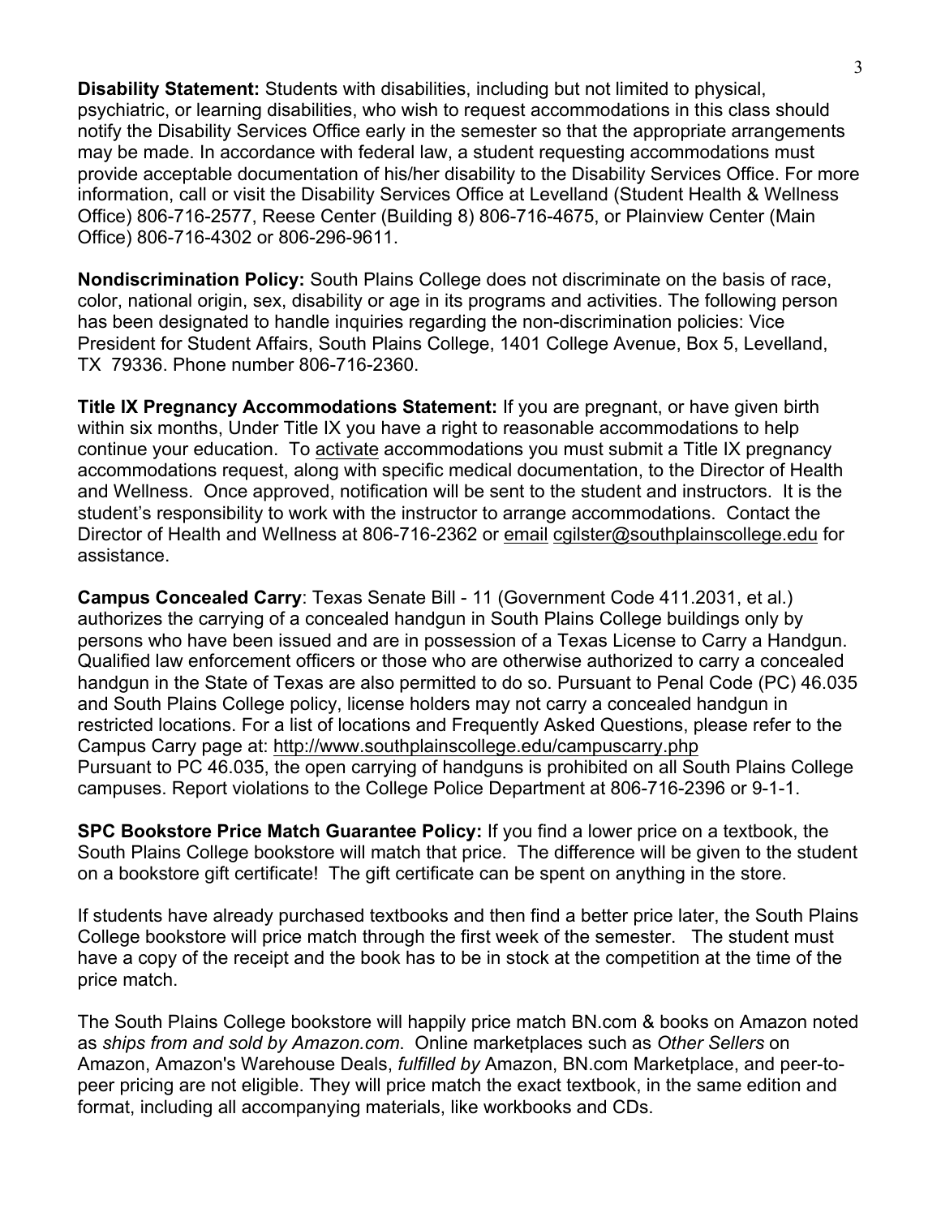**Disability Statement:** Students with disabilities, including but not limited to physical, psychiatric, or learning disabilities, who wish to request accommodations in this class should notify the Disability Services Office early in the semester so that the appropriate arrangements may be made. In accordance with federal law, a student requesting accommodations must provide acceptable documentation of his/her disability to the Disability Services Office. For more information, call or visit the Disability Services Office at Levelland (Student Health & Wellness Office) 806-716-2577, Reese Center (Building 8) 806-716-4675, or Plainview Center (Main Office) 806-716-4302 or 806-296-9611.

**Nondiscrimination Policy:** South Plains College does not discriminate on the basis of race, color, national origin, sex, disability or age in its programs and activities. The following person has been designated to handle inquiries regarding the non-discrimination policies: Vice President for Student Affairs, South Plains College, 1401 College Avenue, Box 5, Levelland, TX 79336. Phone number 806-716-2360.

**Title IX Pregnancy Accommodations Statement:** If you are pregnant, or have given birth within six months, Under Title IX you have a right to reasonable accommodations to help continue your education. To activate accommodations you must submit a Title IX pregnancy accommodations request, along with specific medical documentation, to the Director of Health and Wellness. Once approved, notification will be sent to the student and instructors. It is the student's responsibility to work with the instructor to arrange accommodations. Contact the Director of Health and Wellness at 806-716-2362 or email cgilster@southplainscollege.edu for assistance.

**Campus Concealed Carry**: Texas Senate Bill - 11 (Government Code 411.2031, et al.) authorizes the carrying of a concealed handgun in South Plains College buildings only by persons who have been issued and are in possession of a Texas License to Carry a Handgun. Qualified law enforcement officers or those who are otherwise authorized to carry a concealed handgun in the State of Texas are also permitted to do so. Pursuant to Penal Code (PC) 46.035 and South Plains College policy, license holders may not carry a concealed handgun in restricted locations. For a list of locations and Frequently Asked Questions, please refer to the Campus Carry page at: http://www.southplainscollege.edu/campuscarry.php
Pursuant to PC 46.035, the open carrying of handguns is prohibited on all South Plains College campuses. Report violations to the College Police Department at 806-716-2396 or 9-1-1.

**SPC Bookstore Price Match Guarantee Policy:** If you find a lower price on a textbook, the South Plains College bookstore will match that price. The difference will be given to the student on a bookstore gift certificate! The gift certificate can be spent on anything in the store.

If students have already purchased textbooks and then find a better price later, the South Plains College bookstore will price match through the first week of the semester. The student must have a copy of the receipt and the book has to be in stock at the competition at the time of the price match.

The South Plains College bookstore will happily price match BN.com & books on Amazon noted as *ships from and sold by Amazon.com*. Online marketplaces such as *Other Sellers* on Amazon, Amazon's Warehouse Deals, *fulfilled by* Amazon, BN.com Marketplace, and peer-to-peer pricing are not eligible. They will price match the exact textbook, in the same edition and format, including all accompanying materials, like workbooks and CDs.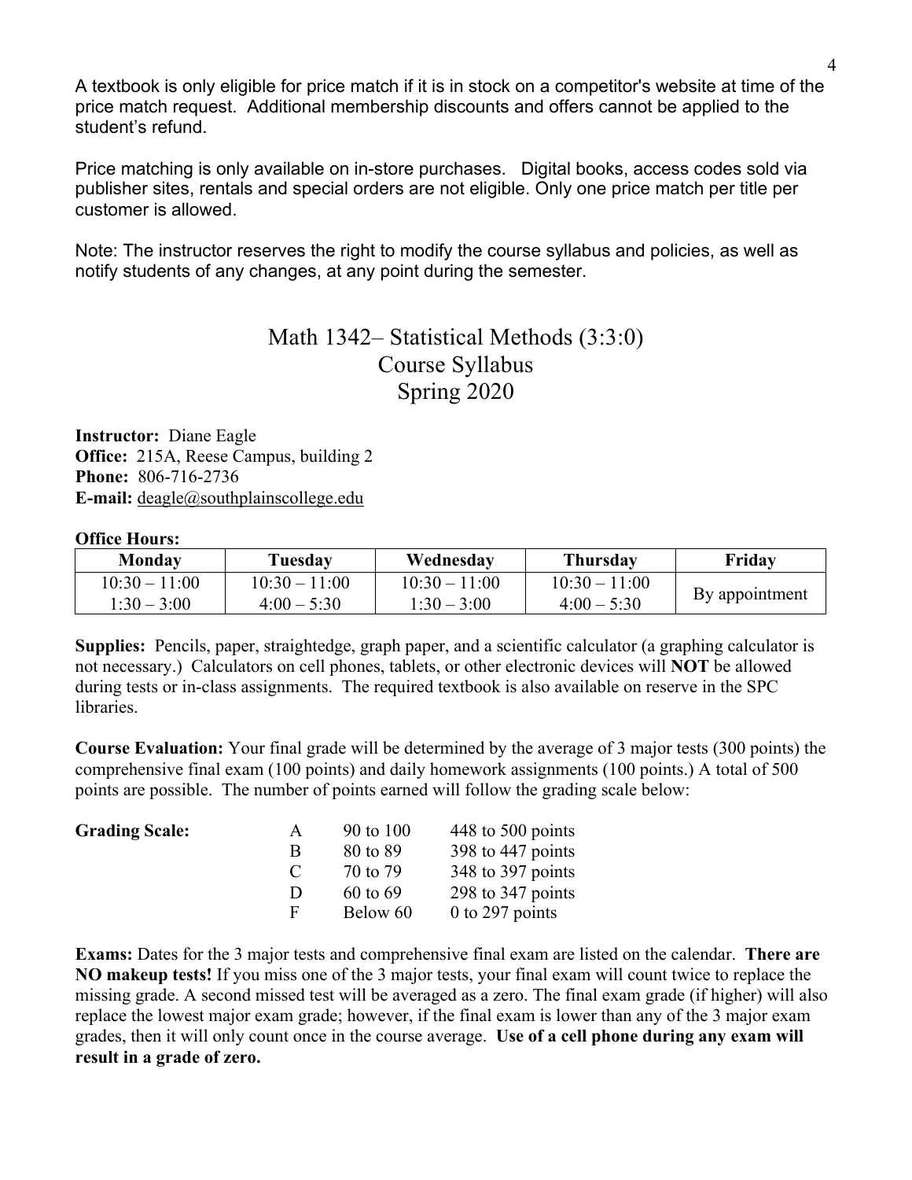A textbook is only eligible for price match if it is in stock on a competitor's website at time of the price match request. Additional membership discounts and offers cannot be applied to the student's refund.

Price matching is only available on in-store purchases. Digital books, access codes sold via publisher sites, rentals and special orders are not eligible. Only one price match per title per customer is allowed.

Note: The instructor reserves the right to modify the course syllabus and policies, as well as notify students of any changes, at any point during the semester.

# Math 1342– Statistical Methods (3:3:0)
## Course Syllabus
## Spring 2020

**Instructor:** Diane Eagle
**Office:** 215A, Reese Campus, building 2
**Phone:** 806-716-2736
**E-mail:** deagle@southplainscollege.edu

**Office Hours:**

| Monday | Tuesday | Wednesday | Thursday | Friday |
|---|---|---|---|---|
| 10:30 – 11:00<br>1:30 – 3:00 | 10:30 – 11:00<br>4:00 – 5:30 | 10:30 – 11:00<br>1:30 – 3:00 | 10:30 – 11:00<br>4:00 – 5:30 | By appointment |

**Supplies:** Pencils, paper, straightedge, graph paper, and a scientific calculator (a graphing calculator is not necessary.) Calculators on cell phones, tablets, or other electronic devices will **NOT** be allowed during tests or in-class assignments. The required textbook is also available on reserve in the SPC libraries.

**Course Evaluation:** Your final grade will be determined by the average of 3 major tests (300 points) the comprehensive final exam (100 points) and daily homework assignments (100 points.) A total of 500 points are possible. The number of points earned will follow the grading scale below:

**Grading Scale:**

| | | |
|---|---|---|
| A | 90 to 100 | 448 to 500 points |
| B | 80 to 89 | 398 to 447 points |
| C | 70 to 79 | 348 to 397 points |
| D | 60 to 69 | 298 to 347 points |
| F | Below 60 | 0 to 297 points |

**Exams:** Dates for the 3 major tests and comprehensive final exam are listed on the calendar. **There are NO makeup tests!** If you miss one of the 3 major tests, your final exam will count twice to replace the missing grade. A second missed test will be averaged as a zero. The final exam grade (if higher) will also replace the lowest major exam grade; however, if the final exam is lower than any of the 3 major exam grades, then it will only count once in the course average. **Use of a cell phone during any exam will result in a grade of zero.**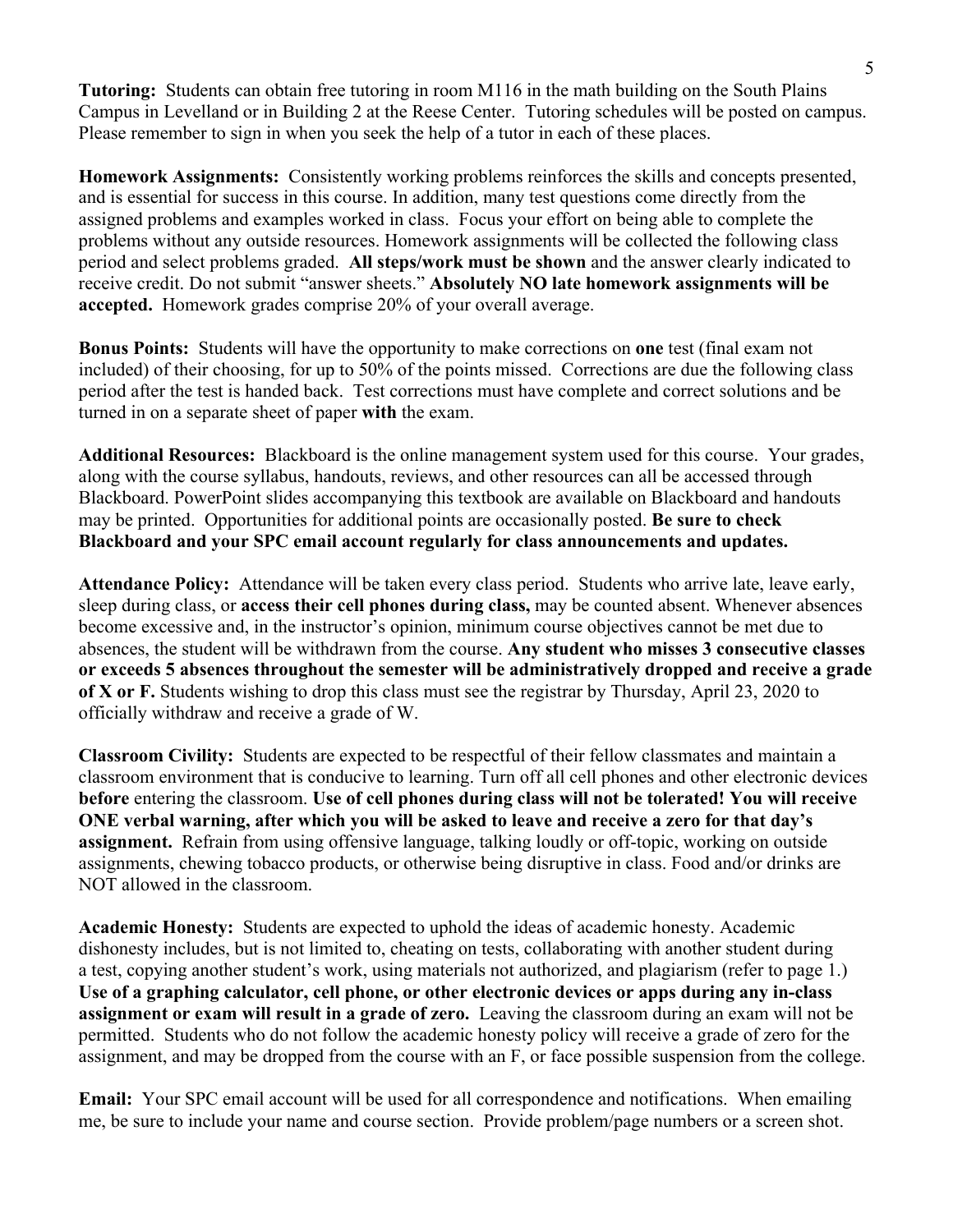**Tutoring:** Students can obtain free tutoring in room M116 in the math building on the South Plains Campus in Levelland or in Building 2 at the Reese Center. Tutoring schedules will be posted on campus. Please remember to sign in when you seek the help of a tutor in each of these places.

**Homework Assignments:** Consistently working problems reinforces the skills and concepts presented, and is essential for success in this course. In addition, many test questions come directly from the assigned problems and examples worked in class. Focus your effort on being able to complete the problems without any outside resources. Homework assignments will be collected the following class period and select problems graded. **All steps/work must be shown** and the answer clearly indicated to receive credit. Do not submit "answer sheets." **Absolutely NO late homework assignments will be accepted.** Homework grades comprise 20% of your overall average.

**Bonus Points:** Students will have the opportunity to make corrections on **one** test (final exam not included) of their choosing, for up to 50% of the points missed. Corrections are due the following class period after the test is handed back. Test corrections must have complete and correct solutions and be turned in on a separate sheet of paper **with** the exam.

**Additional Resources:** Blackboard is the online management system used for this course. Your grades, along with the course syllabus, handouts, reviews, and other resources can all be accessed through Blackboard. PowerPoint slides accompanying this textbook are available on Blackboard and handouts may be printed. Opportunities for additional points are occasionally posted. **Be sure to check Blackboard and your SPC email account regularly for class announcements and updates.**

**Attendance Policy:** Attendance will be taken every class period. Students who arrive late, leave early, sleep during class, or **access their cell phones during class,** may be counted absent. Whenever absences become excessive and, in the instructor's opinion, minimum course objectives cannot be met due to absences, the student will be withdrawn from the course. **Any student who misses 3 consecutive classes or exceeds 5 absences throughout the semester will be administratively dropped and receive a grade of X or F.** Students wishing to drop this class must see the registrar by Thursday, April 23, 2020 to officially withdraw and receive a grade of W.

**Classroom Civility:** Students are expected to be respectful of their fellow classmates and maintain a classroom environment that is conducive to learning. Turn off all cell phones and other electronic devices **before** entering the classroom. **Use of cell phones during class will not be tolerated! You will receive ONE verbal warning, after which you will be asked to leave and receive a zero for that day's assignment.** Refrain from using offensive language, talking loudly or off-topic, working on outside assignments, chewing tobacco products, or otherwise being disruptive in class. Food and/or drinks are NOT allowed in the classroom.

**Academic Honesty:** Students are expected to uphold the ideas of academic honesty. Academic dishonesty includes, but is not limited to, cheating on tests, collaborating with another student during a test, copying another student's work, using materials not authorized, and plagiarism (refer to page 1.) **Use of a graphing calculator, cell phone, or other electronic devices or apps during any in-class assignment or exam will result in a grade of zero.** Leaving the classroom during an exam will not be permitted. Students who do not follow the academic honesty policy will receive a grade of zero for the assignment, and may be dropped from the course with an F, or face possible suspension from the college.

**Email:** Your SPC email account will be used for all correspondence and notifications. When emailing me, be sure to include your name and course section. Provide problem/page numbers or a screen shot.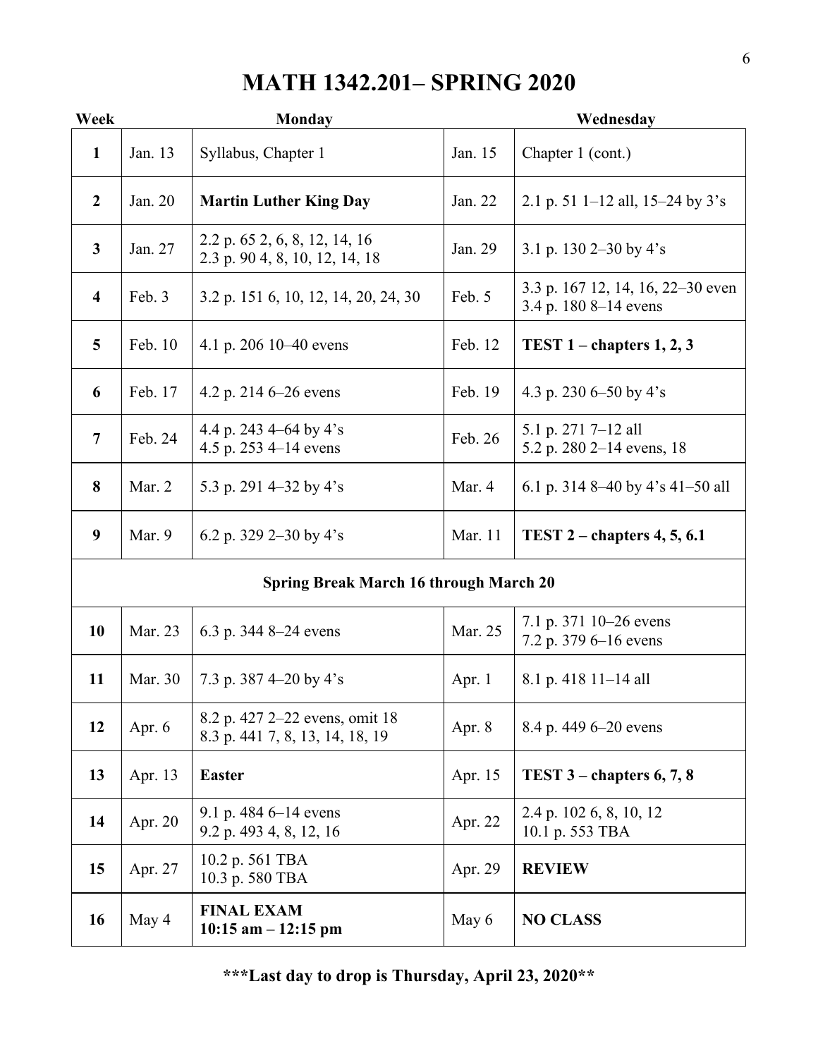# MATH 1342.201– SPRING 2020

| Week | | Monday | | Wednesday |
|---|---|---|---|---|
| **1** | Jan. 13 | Syllabus, Chapter 1 | Jan. 15 | Chapter 1 (cont.) |
| **2** | Jan. 20 | **Martin Luther King Day** | Jan. 22 | 2.1 p. 51 1–12 all, 15–24 by 3's |
| **3** | Jan. 27 | 2.2 p. 65 2, 6, 8, 12, 14, 16<br>2.3 p. 90 4, 8, 10, 12, 14, 18 | Jan. 29 | 3.1 p. 130 2–30 by 4's |
| **4** | Feb. 3 | 3.2 p. 151 6, 10, 12, 14, 20, 24, 30 | Feb. 5 | 3.3 p. 167 12, 14, 16, 22–30 even<br>3.4 p. 180 8–14 evens |
| **5** | Feb. 10 | 4.1 p. 206 10–40 evens | Feb. 12 | **TEST 1 – chapters 1, 2, 3** |
| **6** | Feb. 17 | 4.2 p. 214 6–26 evens | Feb. 19 | 4.3 p. 230 6–50 by 4's |
| **7** | Feb. 24 | 4.4 p. 243 4–64 by 4's<br>4.5 p. 253 4–14 evens | Feb. 26 | 5.1 p. 271 7–12 all<br>5.2 p. 280 2–14 evens, 18 |
| **8** | Mar. 2 | 5.3 p. 291 4–32 by 4's | Mar. 4 | 6.1 p. 314 8–40 by 4's 41–50 all |
| **9** | Mar. 9 | 6.2 p. 329 2–30 by 4's | Mar. 11 | **TEST 2 – chapters 4, 5, 6.1** |
| | | **Spring Break March 16 through March 20** | | |
| **10** | Mar. 23 | 6.3 p. 344 8–24 evens | Mar. 25 | 7.1 p. 371 10–26 evens<br>7.2 p. 379 6–16 evens |
| **11** | Mar. 30 | 7.3 p. 387 4–20 by 4's | Apr. 1 | 8.1 p. 418 11–14 all |
| **12** | Apr. 6 | 8.2 p. 427 2–22 evens, omit 18<br>8.3 p. 441 7, 8, 13, 14, 18, 19 | Apr. 8 | 8.4 p. 449 6–20 evens |
| **13** | Apr. 13 | **Easter** | Apr. 15 | **TEST 3 – chapters 6, 7, 8** |
| **14** | Apr. 20 | 9.1 p. 484 6–14 evens<br>9.2 p. 493 4, 8, 12, 16 | Apr. 22 | 2.4 p. 102 6, 8, 10, 12<br>10.1 p. 553 TBA |
| **15** | Apr. 27 | 10.2 p. 561 TBA<br>10.3 p. 580 TBA | Apr. 29 | **REVIEW** |
| **16** | May 4 | **FINAL EXAM**<br>**10:15 am – 12:15 pm** | May 6 | **NO CLASS** |

**\*\*\*Last day to drop is Thursday, April 23, 2020\*\***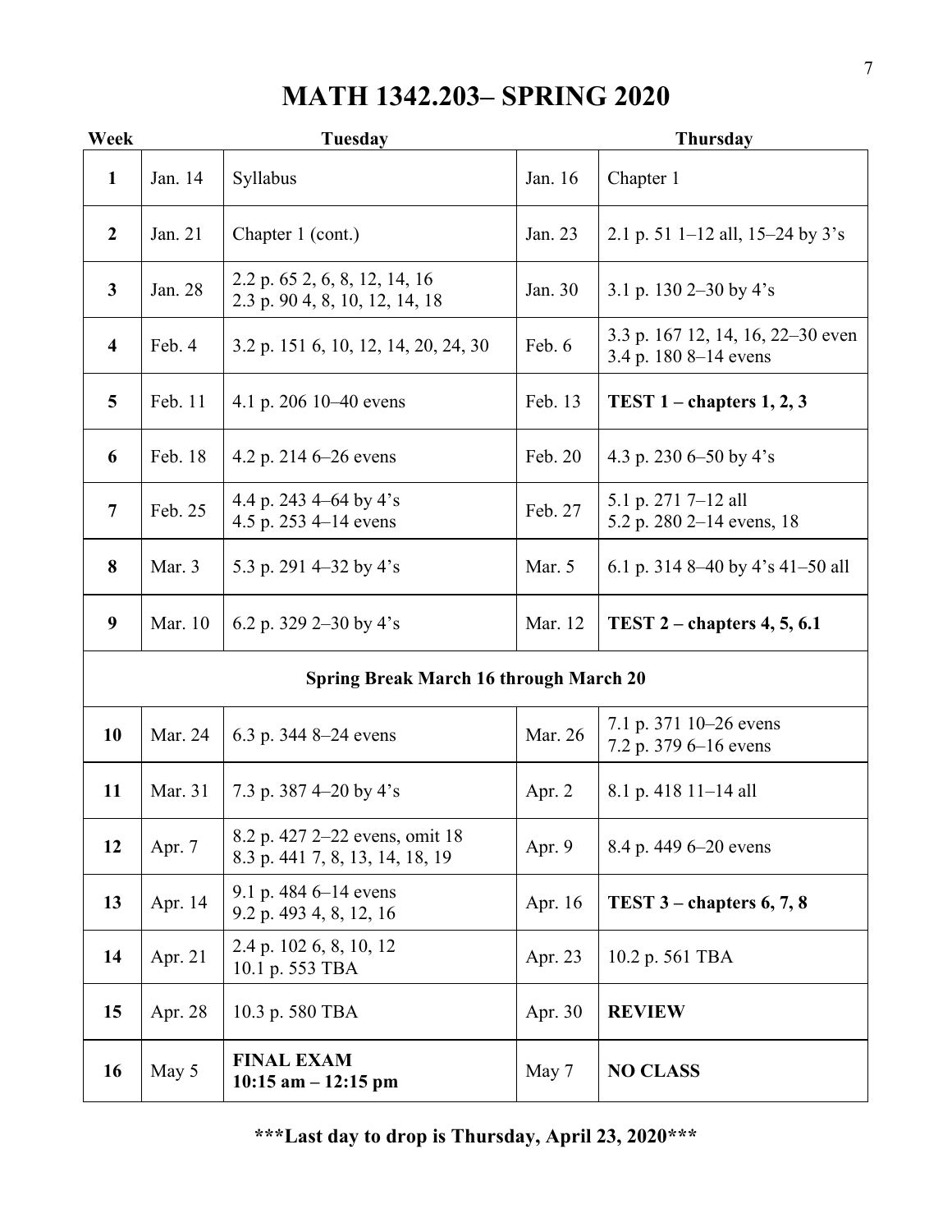# MATH 1342.203– SPRING 2020

| Week | Tuesday | | Thursday | |
|---|---|---|---|---|
| **1** | Jan. 14 | Syllabus | Jan. 16 | Chapter 1 |
| **2** | Jan. 21 | Chapter 1 (cont.) | Jan. 23 | 2.1 p. 51 1–12 all, 15–24 by 3's |
| **3** | Jan. 28 | 2.2 p. 65 2, 6, 8, 12, 14, 16<br>2.3 p. 90 4, 8, 10, 12, 14, 18 | Jan. 30 | 3.1 p. 130 2–30 by 4's |
| **4** | Feb. 4 | 3.2 p. 151 6, 10, 12, 14, 20, 24, 30 | Feb. 6 | 3.3 p. 167 12, 14, 16, 22–30 even<br>3.4 p. 180 8–14 evens |
| **5** | Feb. 11 | 4.1 p. 206 10–40 evens | Feb. 13 | **TEST 1 – chapters 1, 2, 3** |
| **6** | Feb. 18 | 4.2 p. 214 6–26 evens | Feb. 20 | 4.3 p. 230 6–50 by 4's |
| **7** | Feb. 25 | 4.4 p. 243 4–64 by 4's<br>4.5 p. 253 4–14 evens | Feb. 27 | 5.1 p. 271 7–12 all<br>5.2 p. 280 2–14 evens, 18 |
| **8** | Mar. 3 | 5.3 p. 291 4–32 by 4's | Mar. 5 | 6.1 p. 314 8–40 by 4's 41–50 all |
| **9** | Mar. 10 | 6.2 p. 329 2–30 by 4's | Mar. 12 | **TEST 2 – chapters 4, 5, 6.1** |
| **Spring Break March 16 through March 20** | | | | |
| **10** | Mar. 24 | 6.3 p. 344 8–24 evens | Mar. 26 | 7.1 p. 371 10–26 evens<br>7.2 p. 379 6–16 evens |
| **11** | Mar. 31 | 7.3 p. 387 4–20 by 4's | Apr. 2 | 8.1 p. 418 11–14 all |
| **12** | Apr. 7 | 8.2 p. 427 2–22 evens, omit 18<br>8.3 p. 441 7, 8, 13, 14, 18, 19 | Apr. 9 | 8.4 p. 449 6–20 evens |
| **13** | Apr. 14 | 9.1 p. 484 6–14 evens<br>9.2 p. 493 4, 8, 12, 16 | Apr. 16 | **TEST 3 – chapters 6, 7, 8** |
| **14** | Apr. 21 | 2.4 p. 102 6, 8, 10, 12<br>10.1 p. 553 TBA | Apr. 23 | 10.2 p. 561 TBA |
| **15** | Apr. 28 | 10.3 p. 580 TBA | Apr. 30 | **REVIEW** |
| **16** | May 5 | **FINAL EXAM**<br>**10:15 am – 12:15 pm** | May 7 | **NO CLASS** |

**\*\*\*Last day to drop is Thursday, April 23, 2020\*\*\***